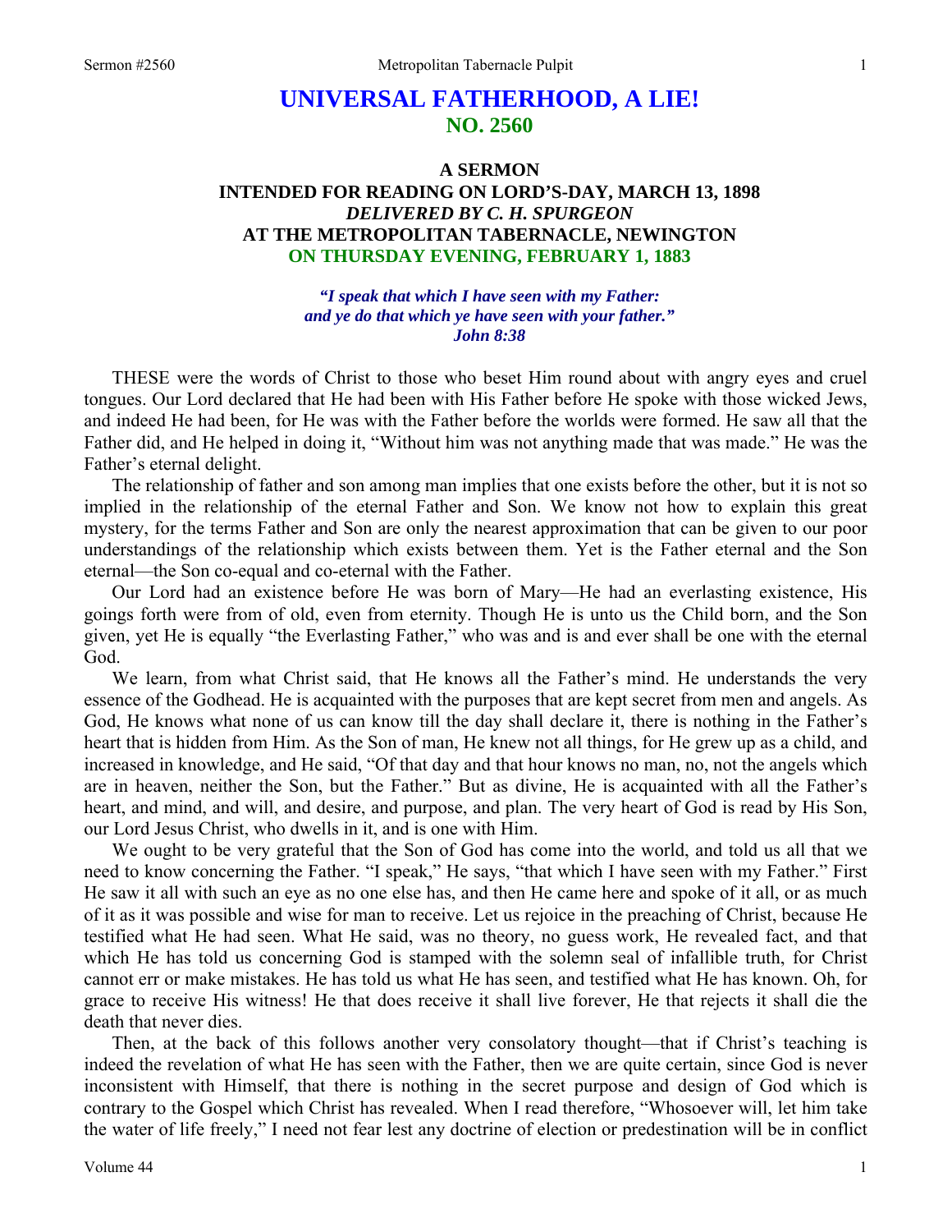# UNIVERSAL FATHERHOOD, A LIE!
## NO. 2560

### A SERMON
### INTENDED FOR READING ON LORD'S-DAY, MARCH 13, 1898
### *DELIVERED BY C. H. SPURGEON*
### AT THE METROPOLITAN TABERNACLE, NEWINGTON
### ON THURSDAY EVENING, FEBRUARY 1, 1883

*"I speak that which I have seen with my Father: and ye do that which ye have seen with your father." John 8:38*

THESE were the words of Christ to those who beset Him round about with angry eyes and cruel tongues. Our Lord declared that He had been with His Father before He spoke with those wicked Jews, and indeed He had been, for He was with the Father before the worlds were formed. He saw all that the Father did, and He helped in doing it, "Without him was not anything made that was made." He was the Father's eternal delight.

The relationship of father and son among man implies that one exists before the other, but it is not so implied in the relationship of the eternal Father and Son. We know not how to explain this great mystery, for the terms Father and Son are only the nearest approximation that can be given to our poor understandings of the relationship which exists between them. Yet is the Father eternal and the Son eternal—the Son co-equal and co-eternal with the Father.

Our Lord had an existence before He was born of Mary—He had an everlasting existence, His goings forth were from of old, even from eternity. Though He is unto us the Child born, and the Son given, yet He is equally "the Everlasting Father," who was and is and ever shall be one with the eternal God.

We learn, from what Christ said, that He knows all the Father's mind. He understands the very essence of the Godhead. He is acquainted with the purposes that are kept secret from men and angels. As God, He knows what none of us can know till the day shall declare it, there is nothing in the Father's heart that is hidden from Him. As the Son of man, He knew not all things, for He grew up as a child, and increased in knowledge, and He said, "Of that day and that hour knows no man, no, not the angels which are in heaven, neither the Son, but the Father." But as divine, He is acquainted with all the Father's heart, and mind, and will, and desire, and purpose, and plan. The very heart of God is read by His Son, our Lord Jesus Christ, who dwells in it, and is one with Him.

We ought to be very grateful that the Son of God has come into the world, and told us all that we need to know concerning the Father. "I speak," He says, "that which I have seen with my Father." First He saw it all with such an eye as no one else has, and then He came here and spoke of it all, or as much of it as it was possible and wise for man to receive. Let us rejoice in the preaching of Christ, because He testified what He had seen. What He said, was no theory, no guess work, He revealed fact, and that which He has told us concerning God is stamped with the solemn seal of infallible truth, for Christ cannot err or make mistakes. He has told us what He has seen, and testified what He has known. Oh, for grace to receive His witness! He that does receive it shall live forever, He that rejects it shall die the death that never dies.

Then, at the back of this follows another very consolatory thought—that if Christ's teaching is indeed the revelation of what He has seen with the Father, then we are quite certain, since God is never inconsistent with Himself, that there is nothing in the secret purpose and design of God which is contrary to the Gospel which Christ has revealed. When I read therefore, "Whosoever will, let him take the water of life freely," I need not fear lest any doctrine of election or predestination will be in conflict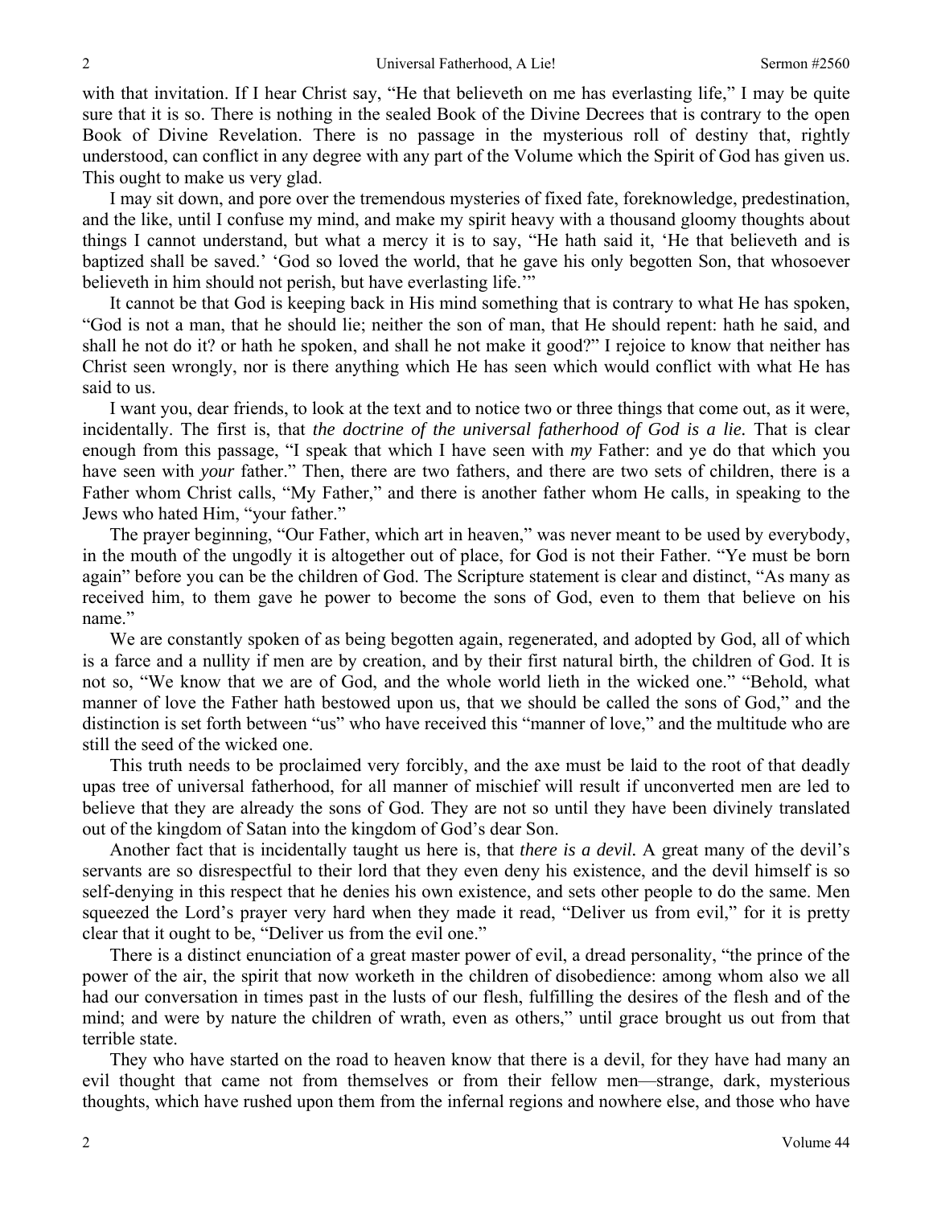with that invitation. If I hear Christ say, "He that believeth on me has everlasting life," I may be quite sure that it is so. There is nothing in the sealed Book of the Divine Decrees that is contrary to the open Book of Divine Revelation. There is no passage in the mysterious roll of destiny that, rightly understood, can conflict in any degree with any part of the Volume which the Spirit of God has given us. This ought to make us very glad.

I may sit down, and pore over the tremendous mysteries of fixed fate, foreknowledge, predestination, and the like, until I confuse my mind, and make my spirit heavy with a thousand gloomy thoughts about things I cannot understand, but what a mercy it is to say, "He hath said it, 'He that believeth and is baptized shall be saved.' 'God so loved the world, that he gave his only begotten Son, that whosoever believeth in him should not perish, but have everlasting life.'"

It cannot be that God is keeping back in His mind something that is contrary to what He has spoken, "God is not a man, that he should lie; neither the son of man, that He should repent: hath he said, and shall he not do it? or hath he spoken, and shall he not make it good?" I rejoice to know that neither has Christ seen wrongly, nor is there anything which He has seen which would conflict with what He has said to us.

I want you, dear friends, to look at the text and to notice two or three things that come out, as it were, incidentally. The first is, that *the doctrine of the universal fatherhood of God is a lie.* That is clear enough from this passage, "I speak that which I have seen with *my* Father: and ye do that which you have seen with *your* father." Then, there are two fathers, and there are two sets of children, there is a Father whom Christ calls, "My Father," and there is another father whom He calls, in speaking to the Jews who hated Him, "your father."

The prayer beginning, "Our Father, which art in heaven," was never meant to be used by everybody, in the mouth of the ungodly it is altogether out of place, for God is not their Father. "Ye must be born again" before you can be the children of God. The Scripture statement is clear and distinct, "As many as received him, to them gave he power to become the sons of God, even to them that believe on his name."

We are constantly spoken of as being begotten again, regenerated, and adopted by God, all of which is a farce and a nullity if men are by creation, and by their first natural birth, the children of God. It is not so, "We know that we are of God, and the whole world lieth in the wicked one." "Behold, what manner of love the Father hath bestowed upon us, that we should be called the sons of God," and the distinction is set forth between "us" who have received this "manner of love," and the multitude who are still the seed of the wicked one.

This truth needs to be proclaimed very forcibly, and the axe must be laid to the root of that deadly upas tree of universal fatherhood, for all manner of mischief will result if unconverted men are led to believe that they are already the sons of God. They are not so until they have been divinely translated out of the kingdom of Satan into the kingdom of God's dear Son.

Another fact that is incidentally taught us here is, that *there is a devil.* A great many of the devil's servants are so disrespectful to their lord that they even deny his existence, and the devil himself is so self-denying in this respect that he denies his own existence, and sets other people to do the same. Men squeezed the Lord's prayer very hard when they made it read, "Deliver us from evil," for it is pretty clear that it ought to be, "Deliver us from the evil one."

There is a distinct enunciation of a great master power of evil, a dread personality, "the prince of the power of the air, the spirit that now worketh in the children of disobedience: among whom also we all had our conversation in times past in the lusts of our flesh, fulfilling the desires of the flesh and of the mind; and were by nature the children of wrath, even as others," until grace brought us out from that terrible state.

They who have started on the road to heaven know that there is a devil, for they have had many an evil thought that came not from themselves or from their fellow men—strange, dark, mysterious thoughts, which have rushed upon them from the infernal regions and nowhere else, and those who have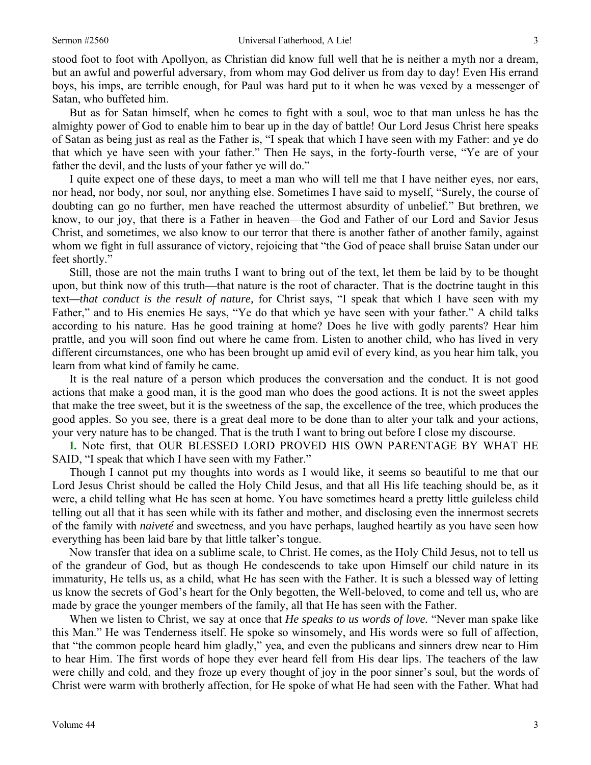stood foot to foot with Apollyon, as Christian did know full well that he is neither a myth nor a dream, but an awful and powerful adversary, from whom may God deliver us from day to day! Even His errand boys, his imps, are terrible enough, for Paul was hard put to it when he was vexed by a messenger of Satan, who buffeted him.

But as for Satan himself, when he comes to fight with a soul, woe to that man unless he has the almighty power of God to enable him to bear up in the day of battle! Our Lord Jesus Christ here speaks of Satan as being just as real as the Father is, "I speak that which I have seen with my Father: and ye do that which ye have seen with your father." Then He says, in the forty-fourth verse, "Ye are of your father the devil, and the lusts of your father ye will do."

I quite expect one of these days, to meet a man who will tell me that I have neither eyes, nor ears, nor head, nor body, nor soul, nor anything else. Sometimes I have said to myself, "Surely, the course of doubting can go no further, men have reached the uttermost absurdity of unbelief." But brethren, we know, to our joy, that there is a Father in heaven—the God and Father of our Lord and Savior Jesus Christ, and sometimes, we also know to our terror that there is another father of another family, against whom we fight in full assurance of victory, rejoicing that "the God of peace shall bruise Satan under our feet shortly."

Still, those are not the main truths I want to bring out of the text, let them be laid by to be thought upon, but think now of this truth—that nature is the root of character. That is the doctrine taught in this text—*that conduct is the result of nature,* for Christ says, "I speak that which I have seen with my Father," and to His enemies He says, "Ye do that which ye have seen with your father." A child talks according to his nature. Has he good training at home? Does he live with godly parents? Hear him prattle, and you will soon find out where he came from. Listen to another child, who has lived in very different circumstances, one who has been brought up amid evil of every kind, as you hear him talk, you learn from what kind of family he came.

It is the real nature of a person which produces the conversation and the conduct. It is not good actions that make a good man, it is the good man who does the good actions. It is not the sweet apples that make the tree sweet, but it is the sweetness of the sap, the excellence of the tree, which produces the good apples. So you see, there is a great deal more to be done than to alter your talk and your actions, your very nature has to be changed. That is the truth I want to bring out before I close my discourse.

**I.** Note first, that OUR BLESSED LORD PROVED HIS OWN PARENTAGE BY WHAT HE SAID, "I speak that which I have seen with my Father."

Though I cannot put my thoughts into words as I would like, it seems so beautiful to me that our Lord Jesus Christ should be called the Holy Child Jesus, and that all His life teaching should be, as it were, a child telling what He has seen at home. You have sometimes heard a pretty little guileless child telling out all that it has seen while with its father and mother, and disclosing even the innermost secrets of the family with *naiveté* and sweetness, and you have perhaps, laughed heartily as you have seen how everything has been laid bare by that little talker's tongue.

Now transfer that idea on a sublime scale, to Christ. He comes, as the Holy Child Jesus, not to tell us of the grandeur of God, but as though He condescends to take upon Himself our child nature in its immaturity, He tells us, as a child, what He has seen with the Father. It is such a blessed way of letting us know the secrets of God's heart for the Only begotten, the Well-beloved, to come and tell us, who are made by grace the younger members of the family, all that He has seen with the Father.

When we listen to Christ, we say at once that *He speaks to us words of love.* "Never man spake like this Man." He was Tenderness itself. He spoke so winsomely, and His words were so full of affection, that "the common people heard him gladly," yea, and even the publicans and sinners drew near to Him to hear Him. The first words of hope they ever heard fell from His dear lips. The teachers of the law were chilly and cold, and they froze up every thought of joy in the poor sinner's soul, but the words of Christ were warm with brotherly affection, for He spoke of what He had seen with the Father. What had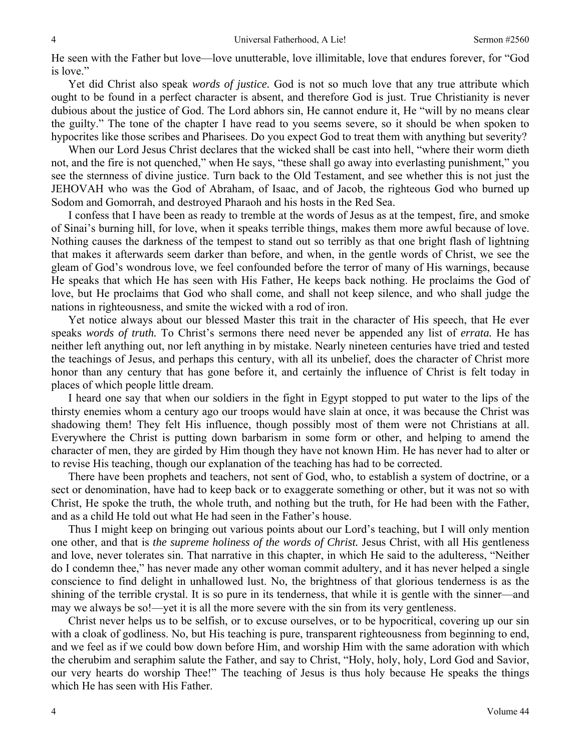He seen with the Father but love—love unutterable, love illimitable, love that endures forever, for "God is love."

Yet did Christ also speak *words of justice.* God is not so much love that any true attribute which ought to be found in a perfect character is absent, and therefore God is just. True Christianity is never dubious about the justice of God. The Lord abhors sin, He cannot endure it, He "will by no means clear the guilty." The tone of the chapter I have read to you seems severe, so it should be when spoken to hypocrites like those scribes and Pharisees. Do you expect God to treat them with anything but severity?

When our Lord Jesus Christ declares that the wicked shall be cast into hell, "where their worm dieth not, and the fire is not quenched," when He says, "these shall go away into everlasting punishment," you see the sternness of divine justice. Turn back to the Old Testament, and see whether this is not just the JEHOVAH who was the God of Abraham, of Isaac, and of Jacob, the righteous God who burned up Sodom and Gomorrah, and destroyed Pharaoh and his hosts in the Red Sea.

I confess that I have been as ready to tremble at the words of Jesus as at the tempest, fire, and smoke of Sinai's burning hill, for love, when it speaks terrible things, makes them more awful because of love. Nothing causes the darkness of the tempest to stand out so terribly as that one bright flash of lightning that makes it afterwards seem darker than before, and when, in the gentle words of Christ, we see the gleam of God's wondrous love, we feel confounded before the terror of many of His warnings, because He speaks that which He has seen with His Father, He keeps back nothing. He proclaims the God of love, but He proclaims that God who shall come, and shall not keep silence, and who shall judge the nations in righteousness, and smite the wicked with a rod of iron.

Yet notice always about our blessed Master this trait in the character of His speech, that He ever speaks *words of truth.* To Christ's sermons there need never be appended any list of *errata.* He has neither left anything out, nor left anything in by mistake. Nearly nineteen centuries have tried and tested the teachings of Jesus, and perhaps this century, with all its unbelief, does the character of Christ more honor than any century that has gone before it, and certainly the influence of Christ is felt today in places of which people little dream.

I heard one say that when our soldiers in the fight in Egypt stopped to put water to the lips of the thirsty enemies whom a century ago our troops would have slain at once, it was because the Christ was shadowing them! They felt His influence, though possibly most of them were not Christians at all. Everywhere the Christ is putting down barbarism in some form or other, and helping to amend the character of men, they are girded by Him though they have not known Him. He has never had to alter or to revise His teaching, though our explanation of the teaching has had to be corrected.

There have been prophets and teachers, not sent of God, who, to establish a system of doctrine, or a sect or denomination, have had to keep back or to exaggerate something or other, but it was not so with Christ, He spoke the truth, the whole truth, and nothing but the truth, for He had been with the Father, and as a child He told out what He had seen in the Father's house.

Thus I might keep on bringing out various points about our Lord's teaching, but I will only mention one other, and that is *the supreme holiness of the words of Christ.* Jesus Christ, with all His gentleness and love, never tolerates sin. That narrative in this chapter, in which He said to the adulteress, "Neither do I condemn thee," has never made any other woman commit adultery, and it has never helped a single conscience to find delight in unhallowed lust. No, the brightness of that glorious tenderness is as the shining of the terrible crystal. It is so pure in its tenderness, that while it is gentle with the sinner—and may we always be so!—yet it is all the more severe with the sin from its very gentleness.

Christ never helps us to be selfish, or to excuse ourselves, or to be hypocritical, covering up our sin with a cloak of godliness. No, but His teaching is pure, transparent righteousness from beginning to end, and we feel as if we could bow down before Him, and worship Him with the same adoration with which the cherubim and seraphim salute the Father, and say to Christ, "Holy, holy, holy, Lord God and Savior, our very hearts do worship Thee!" The teaching of Jesus is thus holy because He speaks the things which He has seen with His Father.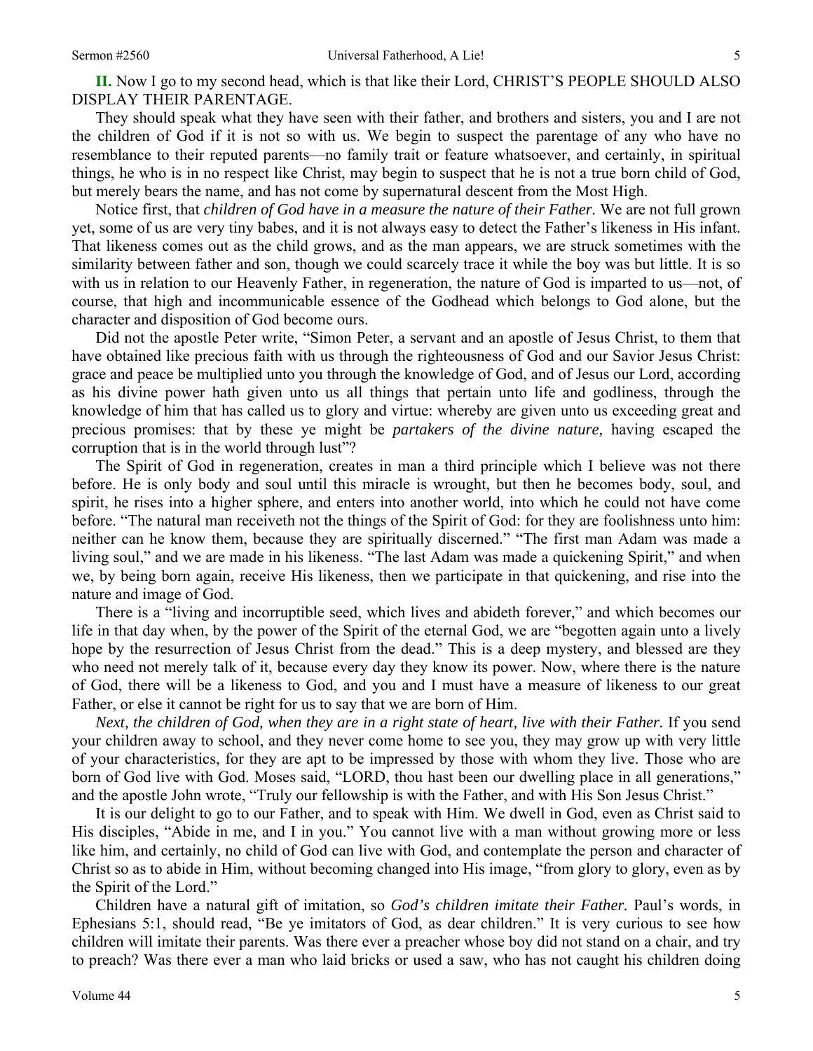**II.** Now I go to my second head, which is that like their Lord, CHRIST'S PEOPLE SHOULD ALSO DISPLAY THEIR PARENTAGE.

They should speak what they have seen with their father, and brothers and sisters, you and I are not the children of God if it is not so with us. We begin to suspect the parentage of any who have no resemblance to their reputed parents—no family trait or feature whatsoever, and certainly, in spiritual things, he who is in no respect like Christ, may begin to suspect that he is not a true born child of God, but merely bears the name, and has not come by supernatural descent from the Most High.

Notice first, that *children of God have in a measure the nature of their Father.* We are not full grown yet, some of us are very tiny babes, and it is not always easy to detect the Father's likeness in His infant. That likeness comes out as the child grows, and as the man appears, we are struck sometimes with the similarity between father and son, though we could scarcely trace it while the boy was but little. It is so with us in relation to our Heavenly Father, in regeneration, the nature of God is imparted to us—not, of course, that high and incommunicable essence of the Godhead which belongs to God alone, but the character and disposition of God become ours.

Did not the apostle Peter write, "Simon Peter, a servant and an apostle of Jesus Christ, to them that have obtained like precious faith with us through the righteousness of God and our Savior Jesus Christ: grace and peace be multiplied unto you through the knowledge of God, and of Jesus our Lord, according as his divine power hath given unto us all things that pertain unto life and godliness, through the knowledge of him that has called us to glory and virtue: whereby are given unto us exceeding great and precious promises: that by these ye might be *partakers of the divine nature,* having escaped the corruption that is in the world through lust"?

The Spirit of God in regeneration, creates in man a third principle which I believe was not there before. He is only body and soul until this miracle is wrought, but then he becomes body, soul, and spirit, he rises into a higher sphere, and enters into another world, into which he could not have come before. "The natural man receiveth not the things of the Spirit of God: for they are foolishness unto him: neither can he know them, because they are spiritually discerned." "The first man Adam was made a living soul," and we are made in his likeness. "The last Adam was made a quickening Spirit," and when we, by being born again, receive His likeness, then we participate in that quickening, and rise into the nature and image of God.

There is a "living and incorruptible seed, which lives and abideth forever," and which becomes our life in that day when, by the power of the Spirit of the eternal God, we are "begotten again unto a lively hope by the resurrection of Jesus Christ from the dead." This is a deep mystery, and blessed are they who need not merely talk of it, because every day they know its power. Now, where there is the nature of God, there will be a likeness to God, and you and I must have a measure of likeness to our great Father, or else it cannot be right for us to say that we are born of Him.

*Next, the children of God, when they are in a right state of heart, live with their Father.* If you send your children away to school, and they never come home to see you, they may grow up with very little of your characteristics, for they are apt to be impressed by those with whom they live. Those who are born of God live with God. Moses said, "LORD, thou hast been our dwelling place in all generations," and the apostle John wrote, "Truly our fellowship is with the Father, and with His Son Jesus Christ."

It is our delight to go to our Father, and to speak with Him. We dwell in God, even as Christ said to His disciples, "Abide in me, and I in you." You cannot live with a man without growing more or less like him, and certainly, no child of God can live with God, and contemplate the person and character of Christ so as to abide in Him, without becoming changed into His image, "from glory to glory, even as by the Spirit of the Lord."

Children have a natural gift of imitation, so *God's children imitate their Father.* Paul's words, in Ephesians 5:1, should read, "Be ye imitators of God, as dear children." It is very curious to see how children will imitate their parents. Was there ever a preacher whose boy did not stand on a chair, and try to preach? Was there ever a man who laid bricks or used a saw, who has not caught his children doing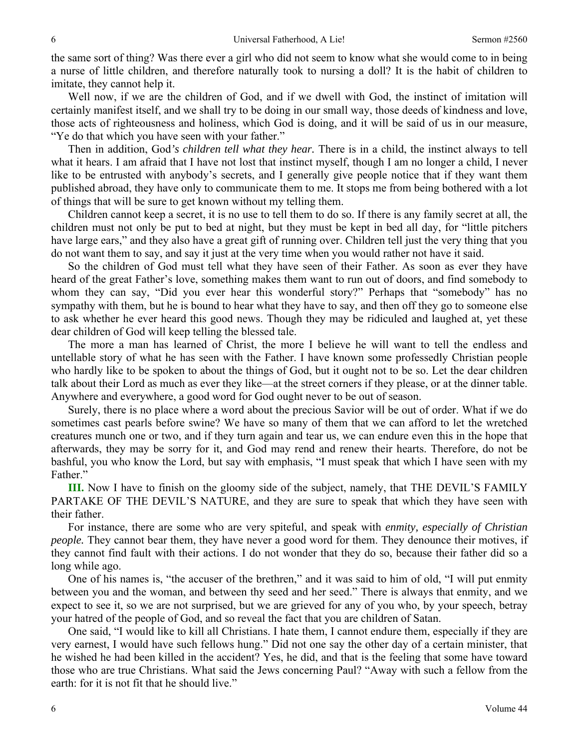the same sort of thing? Was there ever a girl who did not seem to know what she would come to in being a nurse of little children, and therefore naturally took to nursing a doll? It is the habit of children to imitate, they cannot help it.

Well now, if we are the children of God, and if we dwell with God, the instinct of imitation will certainly manifest itself, and we shall try to be doing in our small way, those deeds of kindness and love, those acts of righteousness and holiness, which God is doing, and it will be said of us in our measure, "Ye do that which you have seen with your father."

Then in addition, God*'s children tell what they hear.* There is in a child, the instinct always to tell what it hears. I am afraid that I have not lost that instinct myself, though I am no longer a child, I never like to be entrusted with anybody's secrets, and I generally give people notice that if they want them published abroad, they have only to communicate them to me. It stops me from being bothered with a lot of things that will be sure to get known without my telling them.

Children cannot keep a secret, it is no use to tell them to do so. If there is any family secret at all, the children must not only be put to bed at night, but they must be kept in bed all day, for "little pitchers have large ears," and they also have a great gift of running over. Children tell just the very thing that you do not want them to say, and say it just at the very time when you would rather not have it said.

So the children of God must tell what they have seen of their Father. As soon as ever they have heard of the great Father's love, something makes them want to run out of doors, and find somebody to whom they can say, "Did you ever hear this wonderful story?" Perhaps that "somebody" has no sympathy with them, but he is bound to hear what they have to say, and then off they go to someone else to ask whether he ever heard this good news. Though they may be ridiculed and laughed at, yet these dear children of God will keep telling the blessed tale.

The more a man has learned of Christ, the more I believe he will want to tell the endless and untellable story of what he has seen with the Father. I have known some professedly Christian people who hardly like to be spoken to about the things of God, but it ought not to be so. Let the dear children talk about their Lord as much as ever they like—at the street corners if they please, or at the dinner table. Anywhere and everywhere, a good word for God ought never to be out of season.

Surely, there is no place where a word about the precious Savior will be out of order. What if we do sometimes cast pearls before swine? We have so many of them that we can afford to let the wretched creatures munch one or two, and if they turn again and tear us, we can endure even this in the hope that afterwards, they may be sorry for it, and God may rend and renew their hearts. Therefore, do not be bashful, you who know the Lord, but say with emphasis, "I must speak that which I have seen with my Father."

**III.** Now I have to finish on the gloomy side of the subject, namely, that THE DEVIL'S FAMILY PARTAKE OF THE DEVIL'S NATURE, and they are sure to speak that which they have seen with their father.

For instance, there are some who are very spiteful, and speak with *enmity, especially of Christian people.* They cannot bear them, they have never a good word for them. They denounce their motives, if they cannot find fault with their actions. I do not wonder that they do so, because their father did so a long while ago.

One of his names is, "the accuser of the brethren," and it was said to him of old, "I will put enmity between you and the woman, and between thy seed and her seed." There is always that enmity, and we expect to see it, so we are not surprised, but we are grieved for any of you who, by your speech, betray your hatred of the people of God, and so reveal the fact that you are children of Satan.

One said, "I would like to kill all Christians. I hate them, I cannot endure them, especially if they are very earnest, I would have such fellows hung." Did not one say the other day of a certain minister, that he wished he had been killed in the accident? Yes, he did, and that is the feeling that some have toward those who are true Christians. What said the Jews concerning Paul? "Away with such a fellow from the earth: for it is not fit that he should live."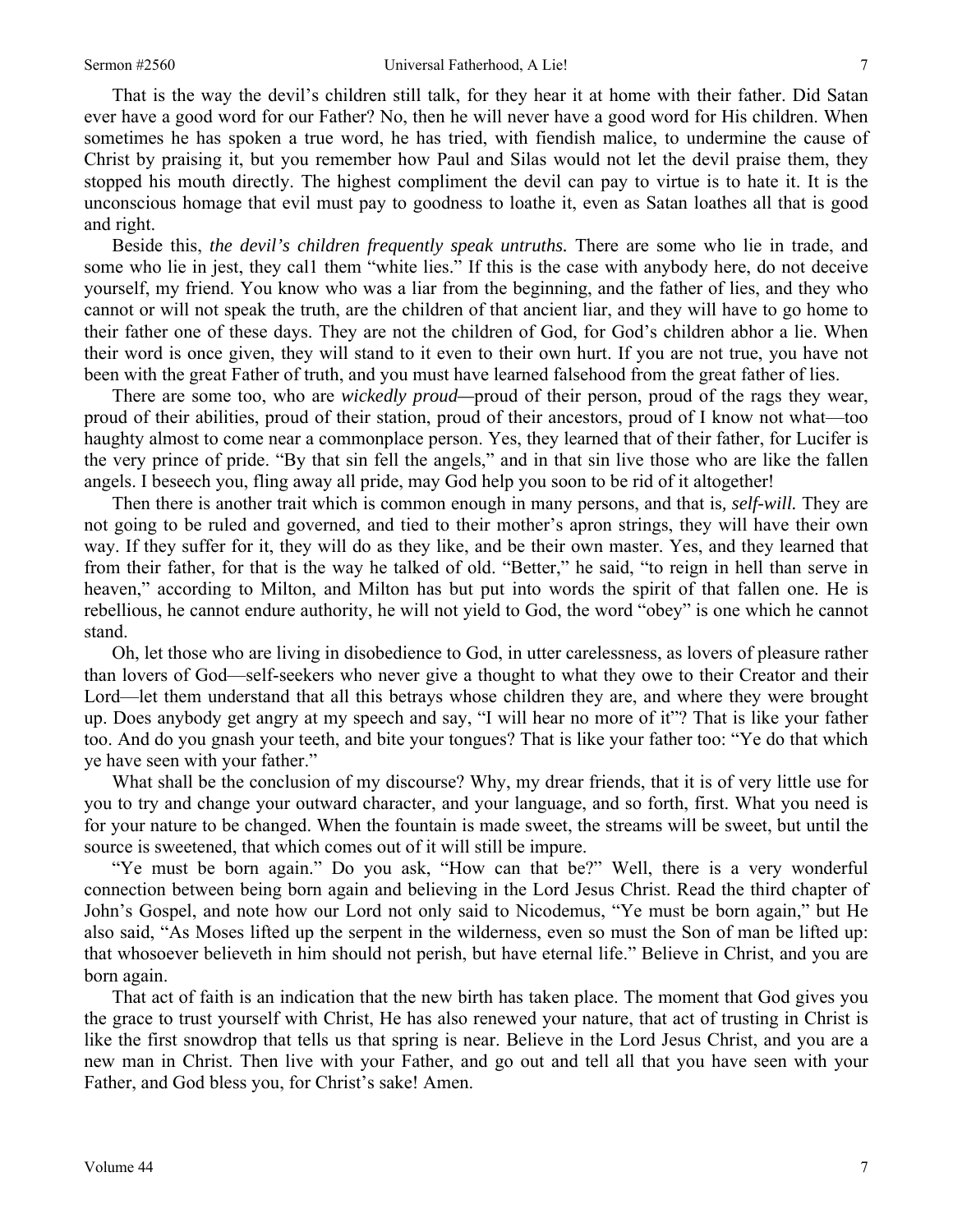That is the way the devil's children still talk, for they hear it at home with their father. Did Satan ever have a good word for our Father? No, then he will never have a good word for His children. When sometimes he has spoken a true word, he has tried, with fiendish malice, to undermine the cause of Christ by praising it, but you remember how Paul and Silas would not let the devil praise them, they stopped his mouth directly. The highest compliment the devil can pay to virtue is to hate it. It is the unconscious homage that evil must pay to goodness to loathe it, even as Satan loathes all that is good and right.

Beside this, *the devil's children frequently speak untruths.* There are some who lie in trade, and some who lie in jest, they cal1 them "white lies." If this is the case with anybody here, do not deceive yourself, my friend. You know who was a liar from the beginning, and the father of lies, and they who cannot or will not speak the truth, are the children of that ancient liar, and they will have to go home to their father one of these days. They are not the children of God, for God's children abhor a lie. When their word is once given, they will stand to it even to their own hurt. If you are not true, you have not been with the great Father of truth, and you must have learned falsehood from the great father of lies.

There are some too, who are *wickedly proud*—proud of their person, proud of the rags they wear, proud of their abilities, proud of their station, proud of their ancestors, proud of I know not what—too haughty almost to come near a commonplace person. Yes, they learned that of their father, for Lucifer is the very prince of pride. "By that sin fell the angels," and in that sin live those who are like the fallen angels. I beseech you, fling away all pride, may God help you soon to be rid of it altogether!

Then there is another trait which is common enough in many persons, and that is*, self-will.* They are not going to be ruled and governed, and tied to their mother's apron strings, they will have their own way. If they suffer for it, they will do as they like, and be their own master. Yes, and they learned that from their father, for that is the way he talked of old. "Better," he said, "to reign in hell than serve in heaven," according to Milton, and Milton has but put into words the spirit of that fallen one. He is rebellious, he cannot endure authority, he will not yield to God, the word "obey" is one which he cannot stand.

Oh, let those who are living in disobedience to God, in utter carelessness, as lovers of pleasure rather than lovers of God—self-seekers who never give a thought to what they owe to their Creator and their Lord—let them understand that all this betrays whose children they are, and where they were brought up. Does anybody get angry at my speech and say, "I will hear no more of it"? That is like your father too. And do you gnash your teeth, and bite your tongues? That is like your father too: "Ye do that which ye have seen with your father."

What shall be the conclusion of my discourse? Why, my drear friends, that it is of very little use for you to try and change your outward character, and your language, and so forth, first. What you need is for your nature to be changed. When the fountain is made sweet, the streams will be sweet, but until the source is sweetened, that which comes out of it will still be impure.

"Ye must be born again." Do you ask, "How can that be?" Well, there is a very wonderful connection between being born again and believing in the Lord Jesus Christ. Read the third chapter of John's Gospel, and note how our Lord not only said to Nicodemus, "Ye must be born again," but He also said, "As Moses lifted up the serpent in the wilderness, even so must the Son of man be lifted up: that whosoever believeth in him should not perish, but have eternal life." Believe in Christ, and you are born again.

That act of faith is an indication that the new birth has taken place. The moment that God gives you the grace to trust yourself with Christ, He has also renewed your nature, that act of trusting in Christ is like the first snowdrop that tells us that spring is near. Believe in the Lord Jesus Christ, and you are a new man in Christ. Then live with your Father, and go out and tell all that you have seen with your Father, and God bless you, for Christ's sake! Amen.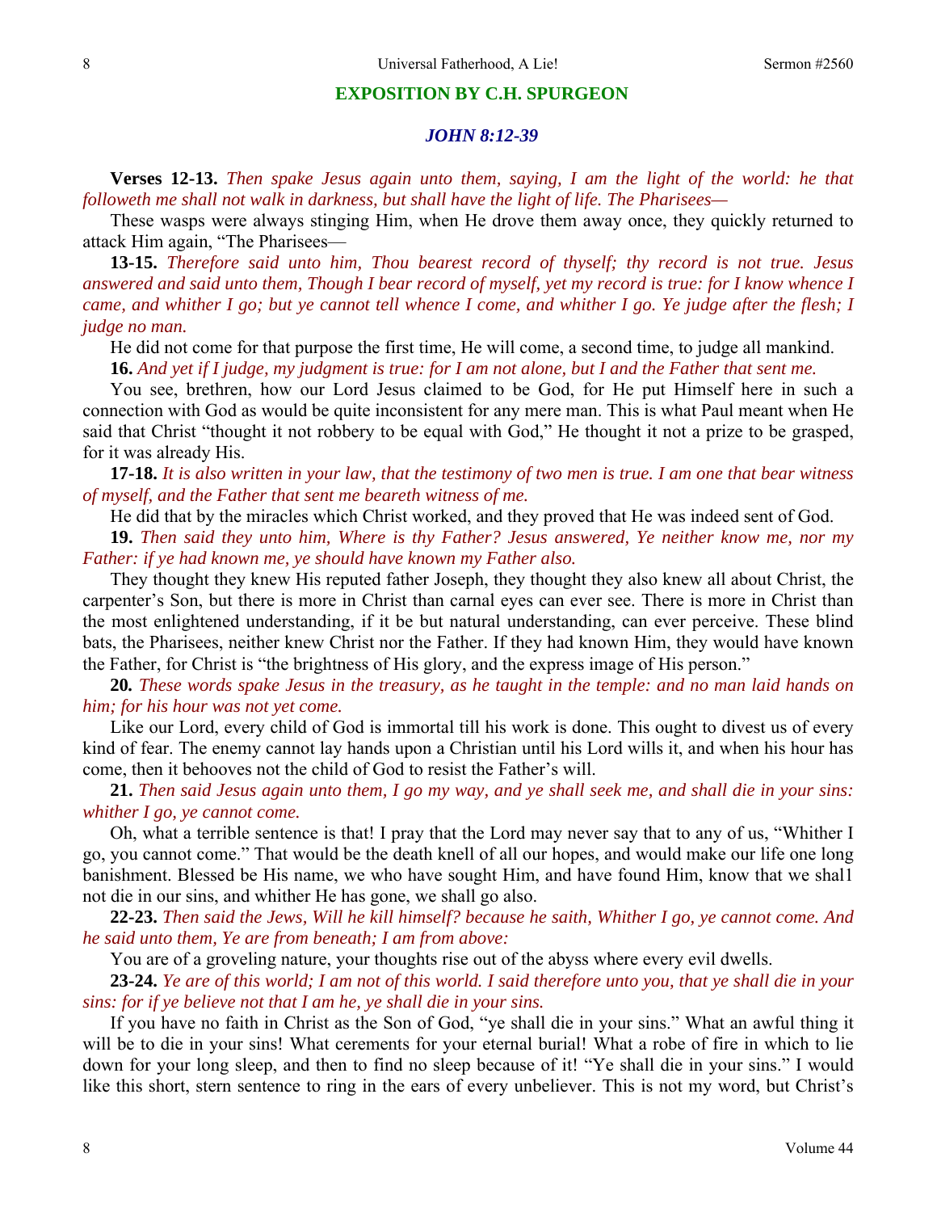## EXPOSITION BY C.H. SPURGEON

### *JOHN 8:12-39*

**Verses 12-13.** *Then spake Jesus again unto them, saying, I am the light of the world: he that followeth me shall not walk in darkness, but shall have the light of life. The Pharisees—*

These wasps were always stinging Him, when He drove them away once, they quickly returned to attack Him again, "The Pharisees—

**13-15.** *Therefore said unto him, Thou bearest record of thyself; thy record is not true. Jesus answered and said unto them, Though I bear record of myself, yet my record is true: for I know whence I came, and whither I go; but ye cannot tell whence I come, and whither I go. Ye judge after the flesh; I judge no man.*

He did not come for that purpose the first time, He will come, a second time, to judge all mankind.

**16.** *And yet if I judge, my judgment is true: for I am not alone, but I and the Father that sent me.*

You see, brethren, how our Lord Jesus claimed to be God, for He put Himself here in such a connection with God as would be quite inconsistent for any mere man. This is what Paul meant when He said that Christ "thought it not robbery to be equal with God," He thought it not a prize to be grasped, for it was already His.

**17-18.** *It is also written in your law, that the testimony of two men is true. I am one that bear witness of myself, and the Father that sent me beareth witness of me.*

He did that by the miracles which Christ worked, and they proved that He was indeed sent of God.

**19.** *Then said they unto him, Where is thy Father? Jesus answered, Ye neither know me, nor my Father: if ye had known me, ye should have known my Father also.*

They thought they knew His reputed father Joseph, they thought they also knew all about Christ, the carpenter's Son, but there is more in Christ than carnal eyes can ever see. There is more in Christ than the most enlightened understanding, if it be but natural understanding, can ever perceive. These blind bats, the Pharisees, neither knew Christ nor the Father. If they had known Him, they would have known the Father, for Christ is "the brightness of His glory, and the express image of His person."

**20.** *These words spake Jesus in the treasury, as he taught in the temple: and no man laid hands on him; for his hour was not yet come.*

Like our Lord, every child of God is immortal till his work is done. This ought to divest us of every kind of fear. The enemy cannot lay hands upon a Christian until his Lord wills it, and when his hour has come, then it behooves not the child of God to resist the Father's will.

**21.** *Then said Jesus again unto them, I go my way, and ye shall seek me, and shall die in your sins: whither I go, ye cannot come.*

Oh, what a terrible sentence is that! I pray that the Lord may never say that to any of us, "Whither I go, you cannot come." That would be the death knell of all our hopes, and would make our life one long banishment. Blessed be His name, we who have sought Him, and have found Him, know that we shal1 not die in our sins, and whither He has gone, we shall go also.

**22-23.** *Then said the Jews, Will he kill himself? because he saith, Whither I go, ye cannot come. And he said unto them, Ye are from beneath; I am from above:*

You are of a groveling nature, your thoughts rise out of the abyss where every evil dwells.

**23-24.** *Ye are of this world; I am not of this world. I said therefore unto you, that ye shall die in your sins: for if ye believe not that I am he, ye shall die in your sins.*

If you have no faith in Christ as the Son of God, "ye shall die in your sins." What an awful thing it will be to die in your sins! What cerements for your eternal burial! What a robe of fire in which to lie down for your long sleep, and then to find no sleep because of it! "Ye shall die in your sins." I would like this short, stern sentence to ring in the ears of every unbeliever. This is not my word, but Christ's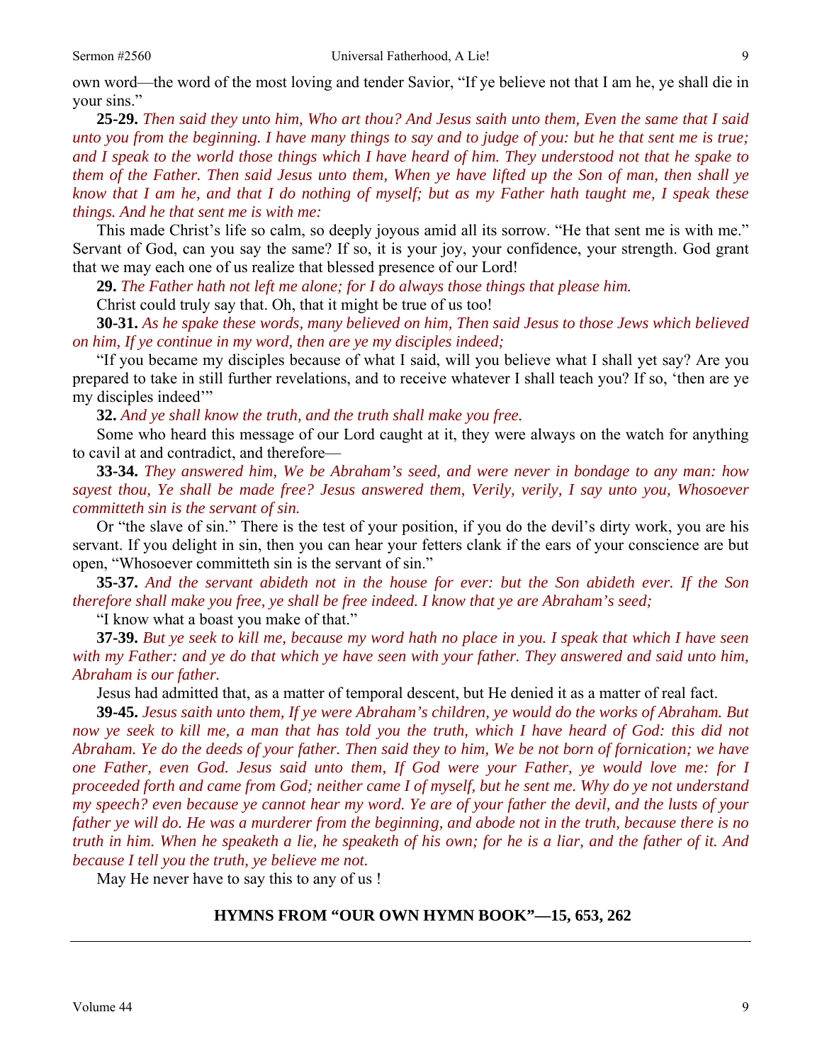own word—the word of the most loving and tender Savior, "If ye believe not that I am he, ye shall die in your sins."

**25-29.** *Then said they unto him, Who art thou? And Jesus saith unto them, Even the same that I said unto you from the beginning. I have many things to say and to judge of you: but he that sent me is true; and I speak to the world those things which I have heard of him. They understood not that he spake to them of the Father. Then said Jesus unto them, When ye have lifted up the Son of man, then shall ye know that I am he, and that I do nothing of myself; but as my Father hath taught me, I speak these things. And he that sent me is with me:*

This made Christ's life so calm, so deeply joyous amid all its sorrow. "He that sent me is with me." Servant of God, can you say the same? If so, it is your joy, your confidence, your strength. God grant that we may each one of us realize that blessed presence of our Lord!

**29.** *The Father hath not left me alone; for I do always those things that please him.*

Christ could truly say that. Oh, that it might be true of us too!

**30-31.** *As he spake these words, many believed on him, Then said Jesus to those Jews which believed on him, If ye continue in my word, then are ye my disciples indeed;*

"If you became my disciples because of what I said, will you believe what I shall yet say? Are you prepared to take in still further revelations, and to receive whatever I shall teach you? If so, 'then are ye my disciples indeed'"

**32.** *And ye shall know the truth, and the truth shall make you free.*

Some who heard this message of our Lord caught at it, they were always on the watch for anything to cavil at and contradict, and therefore—

**33-34.** *They answered him, We be Abraham's seed, and were never in bondage to any man: how sayest thou, Ye shall be made free? Jesus answered them, Verily, verily, I say unto you, Whosoever committeth sin is the servant of sin.*

Or "the slave of sin." There is the test of your position, if you do the devil's dirty work, you are his servant. If you delight in sin, then you can hear your fetters clank if the ears of your conscience are but open, "Whosoever committeth sin is the servant of sin."

**35-37.** *And the servant abideth not in the house for ever: but the Son abideth ever. If the Son therefore shall make you free, ye shall be free indeed. I know that ye are Abraham's seed;*

"I know what a boast you make of that."

**37-39.** *But ye seek to kill me, because my word hath no place in you. I speak that which I have seen with my Father: and ye do that which ye have seen with your father. They answered and said unto him, Abraham is our father.*

Jesus had admitted that, as a matter of temporal descent, but He denied it as a matter of real fact.

**39-45.** *Jesus saith unto them, If ye were Abraham's children, ye would do the works of Abraham. But now ye seek to kill me, a man that has told you the truth, which I have heard of God: this did not Abraham. Ye do the deeds of your father. Then said they to him, We be not born of fornication; we have one Father, even God. Jesus said unto them, If God were your Father, ye would love me: for I proceeded forth and came from God; neither came I of myself, but he sent me. Why do ye not understand my speech? even because ye cannot hear my word. Ye are of your father the devil, and the lusts of your father ye will do. He was a murderer from the beginning, and abode not in the truth, because there is no truth in him. When he speaketh a lie, he speaketh of his own; for he is a liar, and the father of it. And because I tell you the truth, ye believe me not.*

May He never have to say this to any of us !

### HYMNS FROM "OUR OWN HYMN BOOK"—15, 653, 262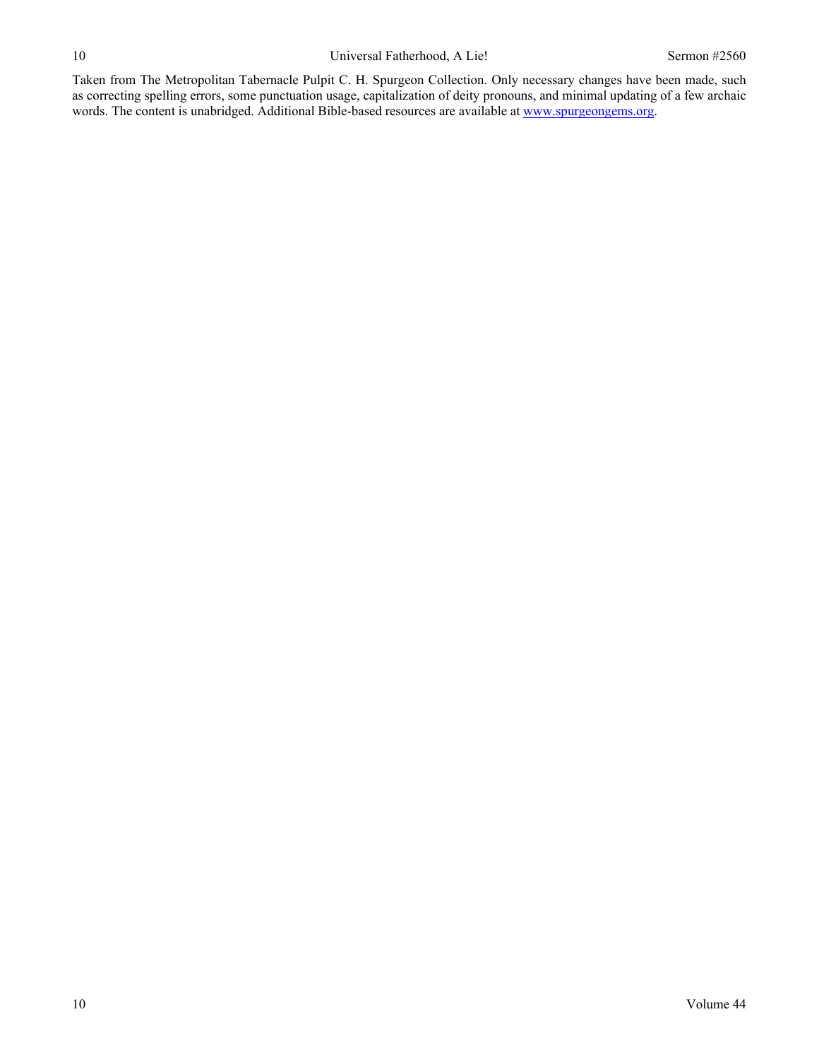Taken from The Metropolitan Tabernacle Pulpit C. H. Spurgeon Collection. Only necessary changes have been made, such as correcting spelling errors, some punctuation usage, capitalization of deity pronouns, and minimal updating of a few archaic words. The content is unabridged. Additional Bible-based resources are available at www.spurgeongems.org.